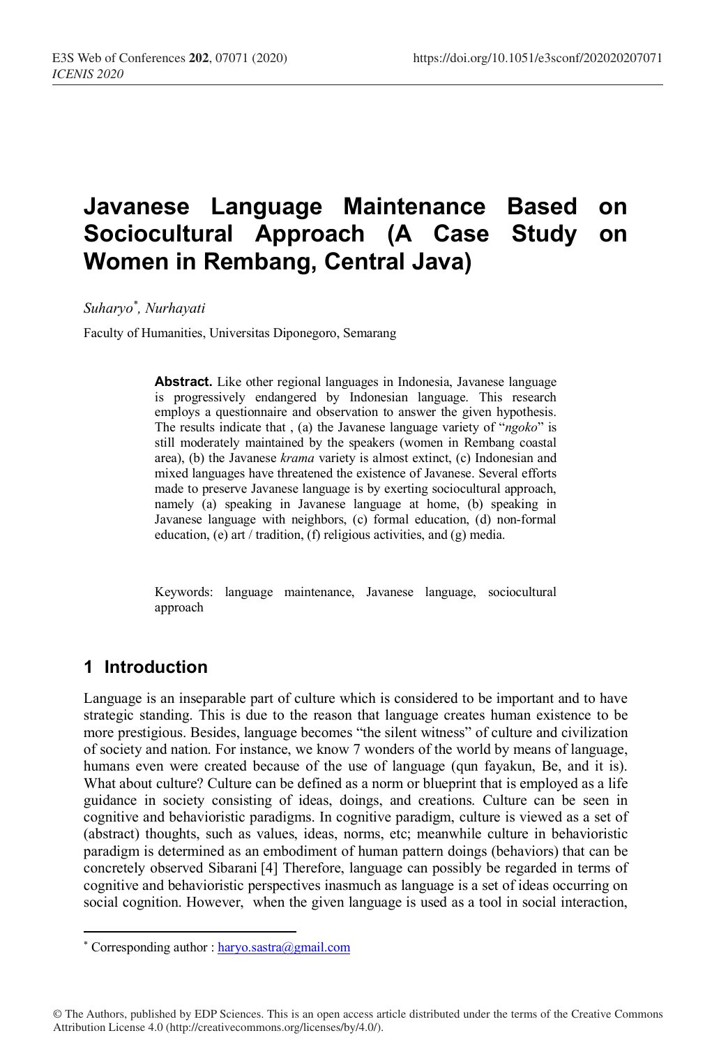# Javanese Language Maintenance Based on Sociocultural Approach (A Case Study on Women in Rembang, Central Java)

*Suharyo*[*]*, Nurhayati*

Faculty of Humanities, Universitas Diponegoro, Semarang

**Abstract.** Like other regional languages in Indonesia, Javanese language is progressively endangered by Indonesian language. This research employs a questionnaire and observation to answer the given hypothesis. The results indicate that , (a) the Javanese language variety of "*ngoko*" is still moderately maintained by the speakers (women in Rembang coastal area), (b) the Javanese *krama* variety is almost extinct, (c) Indonesian and mixed languages have threatened the existence of Javanese. Several efforts made to preserve Javanese language is by exerting sociocultural approach, namely (a) speaking in Javanese language at home, (b) speaking in Javanese language with neighbors, (c) formal education, (d) non-formal education, (e) art / tradition, (f) religious activities, and (g) media.

Keywords: language maintenance, Javanese language, sociocultural approach

## 1 Introduction

Language is an inseparable part of culture which is considered to be important and to have strategic standing. This is due to the reason that language creates human existence to be more prestigious. Besides, language becomes "the silent witness" of culture and civilization of society and nation. For instance, we know 7 wonders of the world by means of language, humans even were created because of the use of language (qun fayakun, Be, and it is). What about culture? Culture can be defined as a norm or blueprint that is employed as a life guidance in society consisting of ideas, doings, and creations. Culture can be seen in cognitive and behavioristic paradigms. In cognitive paradigm, culture is viewed as a set of (abstract) thoughts, such as values, ideas, norms, etc; meanwhile culture in behavioristic paradigm is determined as an embodiment of human pattern doings (behaviors) that can be concretely observed Sibarani [4] Therefore, language can possibly be regarded in terms of cognitive and behavioristic perspectives inasmuch as language is a set of ideas occurring on social cognition. However, when the given language is used as a tool in social interaction,

[*] Corresponding author : haryo.sastra@gmail.com

© The Authors, published by EDP Sciences. This is an open access article distributed under the terms of the Creative Commons Attribution License 4.0 (http://creativecommons.org/licenses/by/4.0/).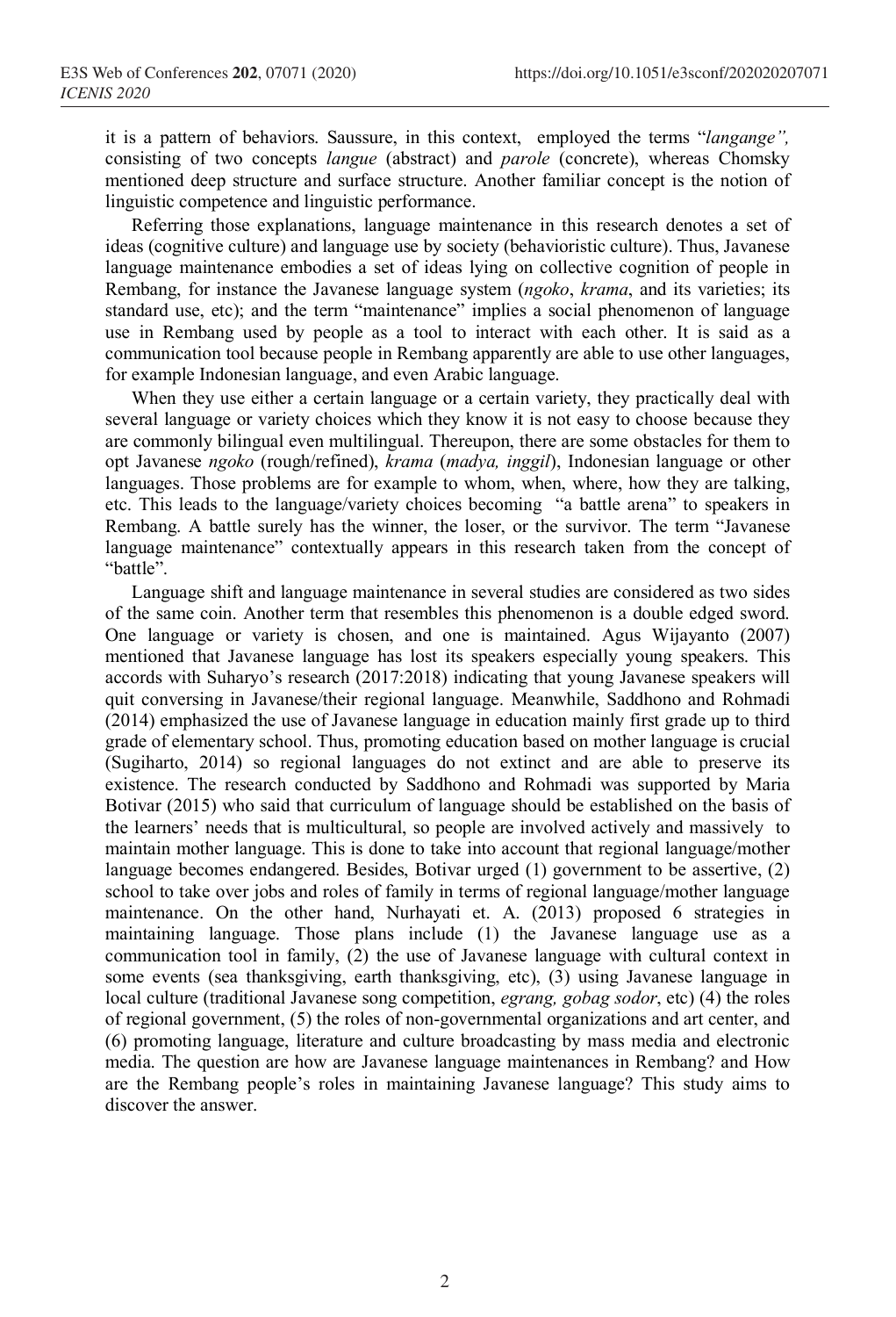it is a pattern of behaviors. Saussure, in this context, employed the terms "*langange",* consisting of two concepts *langue* (abstract) and *parole* (concrete), whereas Chomsky mentioned deep structure and surface structure. Another familiar concept is the notion of linguistic competence and linguistic performance.

Referring those explanations, language maintenance in this research denotes a set of ideas (cognitive culture) and language use by society (behavioristic culture). Thus, Javanese language maintenance embodies a set of ideas lying on collective cognition of people in Rembang, for instance the Javanese language system (*ngoko*, *krama*, and its varieties; its standard use, etc); and the term "maintenance" implies a social phenomenon of language use in Rembang used by people as a tool to interact with each other. It is said as a communication tool because people in Rembang apparently are able to use other languages, for example Indonesian language, and even Arabic language.

When they use either a certain language or a certain variety, they practically deal with several language or variety choices which they know it is not easy to choose because they are commonly bilingual even multilingual. Thereupon, there are some obstacles for them to opt Javanese *ngoko* (rough/refined), *krama* (*madya, inggil*), Indonesian language or other languages. Those problems are for example to whom, when, where, how they are talking, etc. This leads to the language/variety choices becoming "a battle arena" to speakers in Rembang. A battle surely has the winner, the loser, or the survivor. The term "Javanese language maintenance" contextually appears in this research taken from the concept of "battle".

Language shift and language maintenance in several studies are considered as two sides of the same coin. Another term that resembles this phenomenon is a double edged sword. One language or variety is chosen, and one is maintained. Agus Wijayanto (2007) mentioned that Javanese language has lost its speakers especially young speakers. This accords with Suharyo's research (2017:2018) indicating that young Javanese speakers will quit conversing in Javanese/their regional language. Meanwhile, Saddhono and Rohmadi (2014) emphasized the use of Javanese language in education mainly first grade up to third grade of elementary school. Thus, promoting education based on mother language is crucial (Sugiharto, 2014) so regional languages do not extinct and are able to preserve its existence. The research conducted by Saddhono and Rohmadi was supported by Maria Botivar (2015) who said that curriculum of language should be established on the basis of the learners' needs that is multicultural, so people are involved actively and massively to maintain mother language. This is done to take into account that regional language/mother language becomes endangered. Besides, Botivar urged (1) government to be assertive, (2) school to take over jobs and roles of family in terms of regional language/mother language maintenance. On the other hand, Nurhayati et. A. (2013) proposed 6 strategies in maintaining language. Those plans include (1) the Javanese language use as a communication tool in family, (2) the use of Javanese language with cultural context in some events (sea thanksgiving, earth thanksgiving, etc), (3) using Javanese language in local culture (traditional Javanese song competition, *egrang, gobag sodor*, etc) (4) the roles of regional government, (5) the roles of non-governmental organizations and art center, and (6) promoting language, literature and culture broadcasting by mass media and electronic media. The question are how are Javanese language maintenances in Rembang? and How are the Rembang people's roles in maintaining Javanese language? This study aims to discover the answer.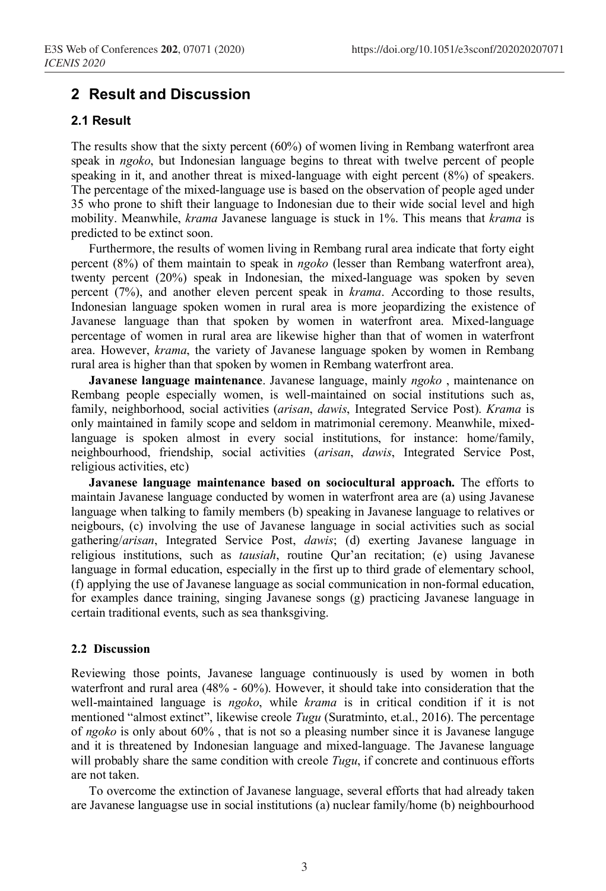## 2 Result and Discussion

### 2.1 Result

The results show that the sixty percent (60%) of women living in Rembang waterfront area speak in *ngoko*, but Indonesian language begins to threat with twelve percent of people speaking in it, and another threat is mixed-language with eight percent (8%) of speakers. The percentage of the mixed-language use is based on the observation of people aged under 35 who prone to shift their language to Indonesian due to their wide social level and high mobility. Meanwhile, *krama* Javanese language is stuck in 1%. This means that *krama* is predicted to be extinct soon.

Furthermore, the results of women living in Rembang rural area indicate that forty eight percent (8%) of them maintain to speak in *ngoko* (lesser than Rembang waterfront area), twenty percent (20%) speak in Indonesian, the mixed-language was spoken by seven percent (7%), and another eleven percent speak in *krama*. According to those results, Indonesian language spoken women in rural area is more jeopardizing the existence of Javanese language than that spoken by women in waterfront area. Mixed-language percentage of women in rural area are likewise higher than that of women in waterfront area. However, *krama*, the variety of Javanese language spoken by women in Rembang rural area is higher than that spoken by women in Rembang waterfront area.

**Javanese language maintenance**. Javanese language, mainly *ngoko* , maintenance on Rembang people especially women, is well-maintained on social institutions such as, family, neighborhood, social activities (*arisan*, *dawis*, Integrated Service Post). *Krama* is only maintained in family scope and seldom in matrimonial ceremony. Meanwhile, mixed-language is spoken almost in every social institutions, for instance: home/family, neighbourhood, friendship, social activities (*arisan*, *dawis*, Integrated Service Post, religious activities, etc)

**Javanese language maintenance based on sociocultural approach.** The efforts to maintain Javanese language conducted by women in waterfront area are (a) using Javanese language when talking to family members (b) speaking in Javanese language to relatives or neigbours, (c) involving the use of Javanese language in social activities such as social gathering/*arisan*, Integrated Service Post, *dawis*; (d) exerting Javanese language in religious institutions, such as *tausiah*, routine Qur'an recitation; (e) using Javanese language in formal education, especially in the first up to third grade of elementary school, (f) applying the use of Javanese language as social communication in non-formal education, for examples dance training, singing Javanese songs (g) practicing Javanese language in certain traditional events, such as sea thanksgiving.

### 2.2 Discussion

Reviewing those points, Javanese language continuously is used by women in both waterfront and rural area (48% - 60%). However, it should take into consideration that the well-maintained language is *ngoko*, while *krama* is in critical condition if it is not mentioned "almost extinct", likewise creole *Tugu* (Suratminto, et.al., 2016). The percentage of *ngoko* is only about 60% , that is not so a pleasing number since it is Javanese languge and it is threatened by Indonesian language and mixed-language. The Javanese language will probably share the same condition with creole *Tugu*, if concrete and continuous efforts are not taken.

To overcome the extinction of Javanese language, several efforts that had already taken are Javanese languagse use in social institutions (a) nuclear family/home (b) neighbourhood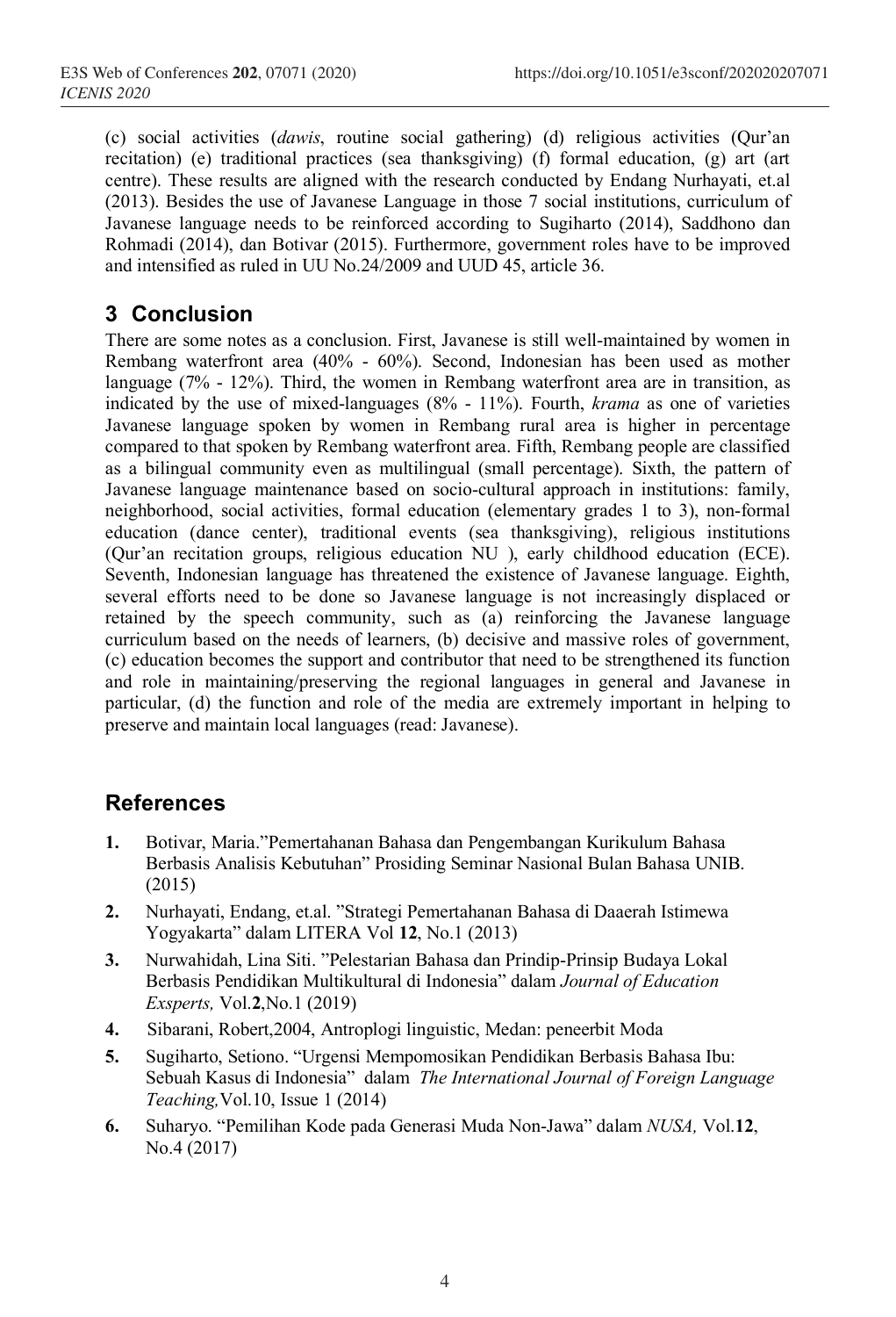(c) social activities (*dawis*, routine social gathering) (d) religious activities (Qur'an recitation) (e) traditional practices (sea thanksgiving) (f) formal education, (g) art (art centre). These results are aligned with the research conducted by Endang Nurhayati, et.al (2013). Besides the use of Javanese Language in those 7 social institutions, curriculum of Javanese language needs to be reinforced according to Sugiharto (2014), Saddhono dan Rohmadi (2014), dan Botivar (2015). Furthermore, government roles have to be improved and intensified as ruled in UU No.24/2009 and UUD 45, article 36.

## 3 Conclusion

There are some notes as a conclusion. First, Javanese is still well-maintained by women in Rembang waterfront area (40% - 60%). Second, Indonesian has been used as mother language (7% - 12%). Third, the women in Rembang waterfront area are in transition, as indicated by the use of mixed-languages (8% - 11%). Fourth, *krama* as one of varieties Javanese language spoken by women in Rembang rural area is higher in percentage compared to that spoken by Rembang waterfront area. Fifth, Rembang people are classified as a bilingual community even as multilingual (small percentage). Sixth, the pattern of Javanese language maintenance based on socio-cultural approach in institutions: family, neighborhood, social activities, formal education (elementary grades 1 to 3), non-formal education (dance center), traditional events (sea thanksgiving), religious institutions (Qur'an recitation groups, religious education NU ), early childhood education (ECE). Seventh, Indonesian language has threatened the existence of Javanese language. Eighth, several efforts need to be done so Javanese language is not increasingly displaced or retained by the speech community, such as (a) reinforcing the Javanese language curriculum based on the needs of learners, (b) decisive and massive roles of government, (c) education becomes the support and contributor that need to be strengthened its function and role in maintaining/preserving the regional languages in general and Javanese in particular, (d) the function and role of the media are extremely important in helping to preserve and maintain local languages (read: Javanese).

## References

1. Botivar, Maria."Pemertahanan Bahasa dan Pengembangan Kurikulum Bahasa Berbasis Analisis Kebutuhan" Prosiding Seminar Nasional Bulan Bahasa UNIB. (2015)
2. Nurhayati, Endang, et.al. "Strategi Pemertahanan Bahasa di Daaerah Istimewa Yogyakarta" dalam LITERA Vol **12**, No.1 (2013)
3. Nurwahidah, Lina Siti. "Pelestarian Bahasa dan Prindip-Prinsip Budaya Lokal Berbasis Pendidikan Multikultural di Indonesia" dalam *Journal of Education Exsperts,* Vol.**2**,No.1 (2019)
4. Sibarani, Robert,2004, Antroplogi linguistic, Medan: peneerbit Moda
5. Sugiharto, Setiono. "Urgensi Mempomosikan Pendidikan Berbasis Bahasa Ibu: Sebuah Kasus di Indonesia" dalam *The International Journal of Foreign Language Teaching,*Vol.10, Issue 1 (2014)
6. Suharyo. "Pemilihan Kode pada Generasi Muda Non-Jawa" dalam *NUSA,* Vol.**12**, No.4 (2017)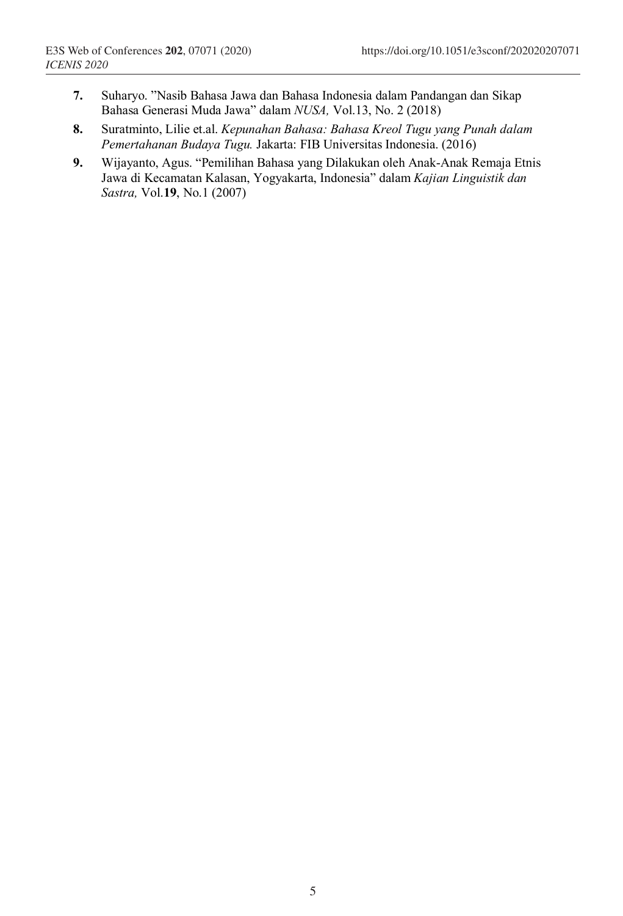7. Suharyo. ”Nasib Bahasa Jawa dan Bahasa Indonesia dalam Pandangan dan Sikap Bahasa Generasi Muda Jawa” dalam *NUSA,* Vol.13, No. 2 (2018)
8. Suratminto, Lilie et.al. *Kepunahan Bahasa: Bahasa Kreol Tugu yang Punah dalam Pemertahanan Budaya Tugu.* Jakarta: FIB Universitas Indonesia. (2016)
9. Wijayanto, Agus. “Pemilihan Bahasa yang Dilakukan oleh Anak-Anak Remaja Etnis Jawa di Kecamatan Kalasan, Yogyakarta, Indonesia” dalam *Kajian Linguistik dan Sastra,* Vol.**19**, No.1 (2007)